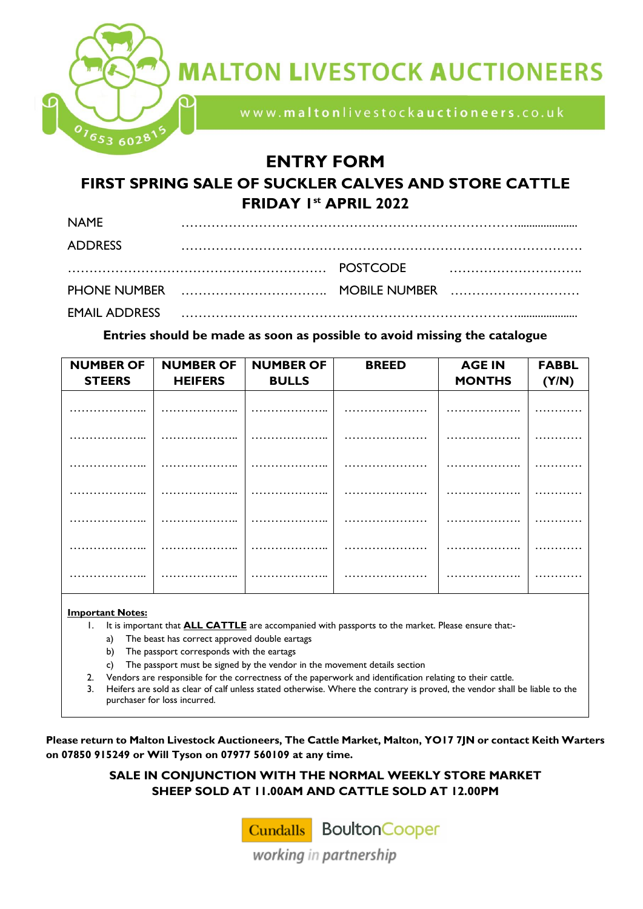# MALTON LIVESTOCK AUCTIONEERS

www.maltonlivestockauctioneers.co.uk

01653 602815

## ENTRY FORM

## FIRST SPRING SALE OF SUCKLER CALVES AND STORE CATTLE
## FRIDAY 1st APRIL 2022

NAME ……………………………………………………………………….

ADDRESS ……………………………………………………………………………

……………………………………………………… POSTCODE …………………………..

PHONE NUMBER …………………………….. MOBILE NUMBER …………………………

EMAIL ADDRESS ……………………………………………………………………….

**Entries should be made as soon as possible to avoid missing the catalogue**

| NUMBER OF STEERS | NUMBER OF HEIFERS | NUMBER OF BULLS | BREED | AGE IN MONTHS | FABBL (Y/N) |
|---|---|---|---|---|---|
| ……………… | ……………… | ……………… | ………………… | ……………… | ………… |
| ……………… | ……………… | ……………… | ………………… | ……………… | ………… |
| ……………… | ……………… | ……………… | ………………… | ……………… | ………… |
| ……………… | ……………… | ……………… | ………………… | ……………… | ………… |
| ……………… | ……………… | ……………… | ………………… | ……………… | ………… |
| ……………… | ……………… | ……………… | ………………… | ……………… | ………… |
| ……………… | ……………… | ……………… | ………………… | ……………… | ………… |

**Important Notes:**

1. It is important that **ALL CATTLE** are accompanied with passports to the market. Please ensure that:-
   a) The beast has correct approved double eartags
   b) The passport corresponds with the eartags
   c) The passport must be signed by the vendor in the movement details section
2. Vendors are responsible for the correctness of the paperwork and identification relating to their cattle.
3. Heifers are sold as clear of calf unless stated otherwise. Where the contrary is proved, the vendor shall be liable to the purchaser for loss incurred.

**Please return to Malton Livestock Auctioneers, The Cattle Market, Malton, YO17 7JN or contact Keith Warters on 07850 915249 or Will Tyson on 07977 560109 at any time.**

**SALE IN CONJUNCTION WITH THE NORMAL WEEKLY STORE MARKET**
**SHEEP SOLD AT 11.00AM AND CATTLE SOLD AT 12.00PM**

Cundalls BoultonCooper

*working in partnership*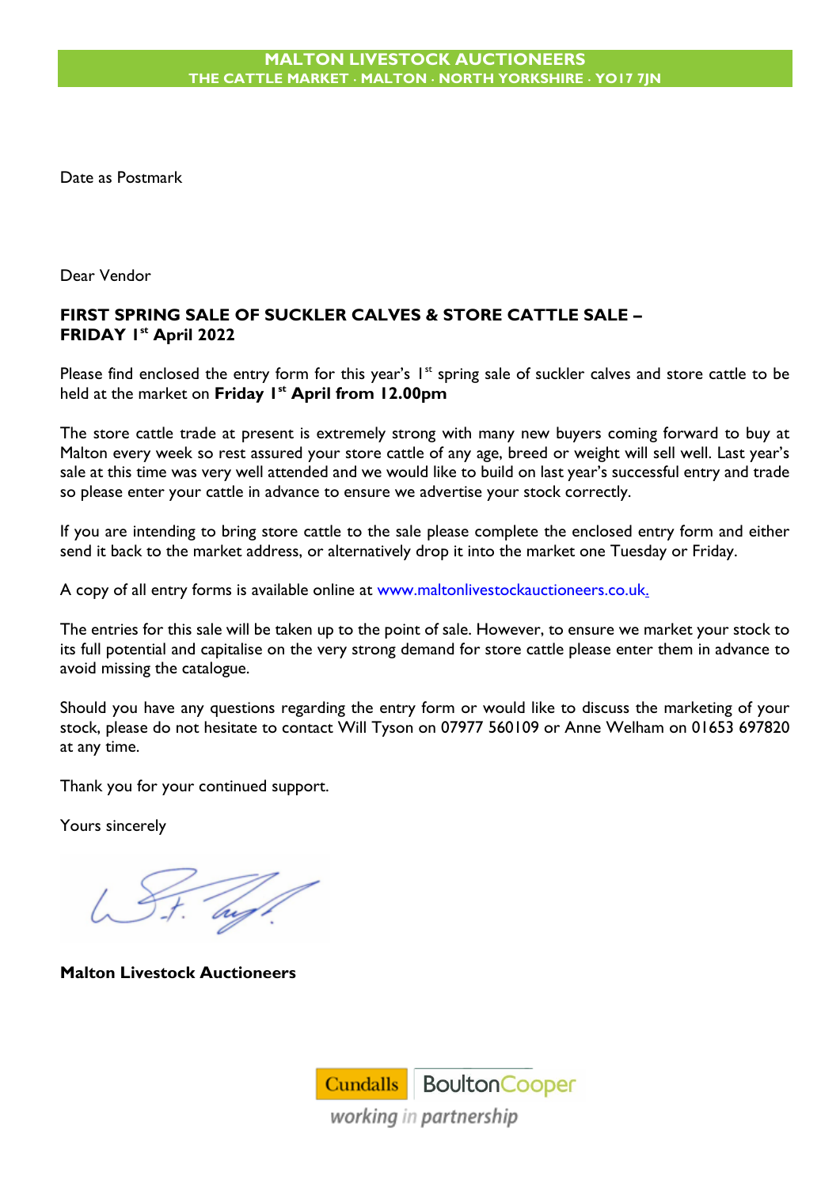**MALTON LIVESTOCK AUCTIONEERS**
**THE CATTLE MARKET · MALTON · NORTH YORKSHIRE · YO17 7JN**

Date as Postmark

Dear Vendor

**FIRST SPRING SALE OF SUCKLER CALVES & STORE CATTLE SALE – FRIDAY 1st April 2022**

Please find enclosed the entry form for this year's 1st spring sale of suckler calves and store cattle to be held at the market on **Friday 1st April from 12.00pm**

The store cattle trade at present is extremely strong with many new buyers coming forward to buy at Malton every week so rest assured your store cattle of any age, breed or weight will sell well. Last year's sale at this time was very well attended and we would like to build on last year's successful entry and trade so please enter your cattle in advance to ensure we advertise your stock correctly.

If you are intending to bring store cattle to the sale please complete the enclosed entry form and either send it back to the market address, or alternatively drop it into the market one Tuesday or Friday.

A copy of all entry forms is available online at www.maltonlivestockauctioneers.co.uk.

The entries for this sale will be taken up to the point of sale. However, to ensure we market your stock to its full potential and capitalise on the very strong demand for store cattle please enter them in advance to avoid missing the catalogue.

Should you have any questions regarding the entry form or would like to discuss the marketing of your stock, please do not hesitate to contact Will Tyson on 07977 560109 or Anne Welham on 01653 697820 at any time.

Thank you for your continued support.

Yours sincerely

**Malton Livestock Auctioneers**

Cundalls BoultonCooper
*working in partnership*